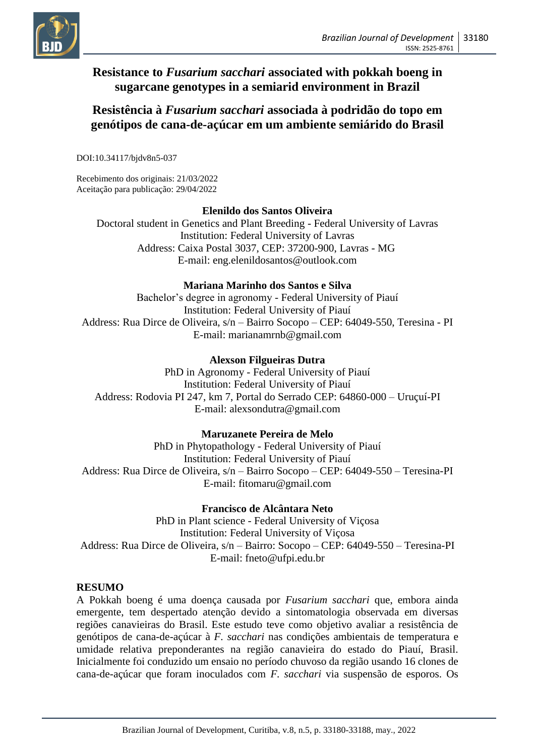# Resistance to *Fusarium sacchari* associated with pokkah boeng in sugarcane genotypes in a semiarid environment in Brazil

# Resistência à *Fusarium sacchari* associada à podridão do topo em genótipos de cana-de-açúcar em um ambiente semiárido do Brasil

DOI:10.34117/bjdv8n5-037

Recebimento dos originais: 21/03/2022
Aceitação para publicação: 29/04/2022

**Elenildo dos Santos Oliveira**
Doctoral student in Genetics and Plant Breeding - Federal University of Lavras
Institution: Federal University of Lavras
Address: Caixa Postal 3037, CEP: 37200-900, Lavras - MG
E-mail: eng.elenildosantos@outlook.com

**Mariana Marinho dos Santos e Silva**
Bachelor's degree in agronomy - Federal University of Piauí
Institution: Federal University of Piauí
Address: Rua Dirce de Oliveira, s/n – Bairro Socopo – CEP: 64049-550, Teresina - PI
E-mail: marianamrnb@gmail.com

**Alexson Filgueiras Dutra**
PhD in Agronomy - Federal University of Piauí
Institution: Federal University of Piauí
Address: Rodovia PI 247, km 7, Portal do Serrado CEP: 64860-000 – Uruçuí-PI
E-mail: alexsondutra@gmail.com

**Maruzanete Pereira de Melo**
PhD in Phytopathology - Federal University of Piauí
Institution: Federal University of Piauí
Address: Rua Dirce de Oliveira, s/n – Bairro Socopo – CEP: 64049-550 – Teresina-PI
E-mail: fitomaru@gmail.com

**Francisco de Alcântara Neto**
PhD in Plant science - Federal University of Viçosa
Institution: Federal University of Viçosa
Address: Rua Dirce de Oliveira, s/n – Bairro: Socopo – CEP: 64049-550 – Teresina-PI
E-mail: fneto@ufpi.edu.br

## RESUMO

A Pokkah boeng é uma doença causada por *Fusarium sacchari* que, embora ainda emergente, tem despertado atenção devido a sintomatologia observada em diversas regiões canavieiras do Brasil. Este estudo teve como objetivo avaliar a resistência de genótipos de cana-de-açúcar à *F. sacchari* nas condições ambientais de temperatura e umidade relativa preponderantes na região canavieira do estado do Piauí, Brasil. Inicialmente foi conduzido um ensaio no período chuvoso da região usando 16 clones de cana-de-açúcar que foram inoculados com *F. sacchari* via suspensão de esporos. Os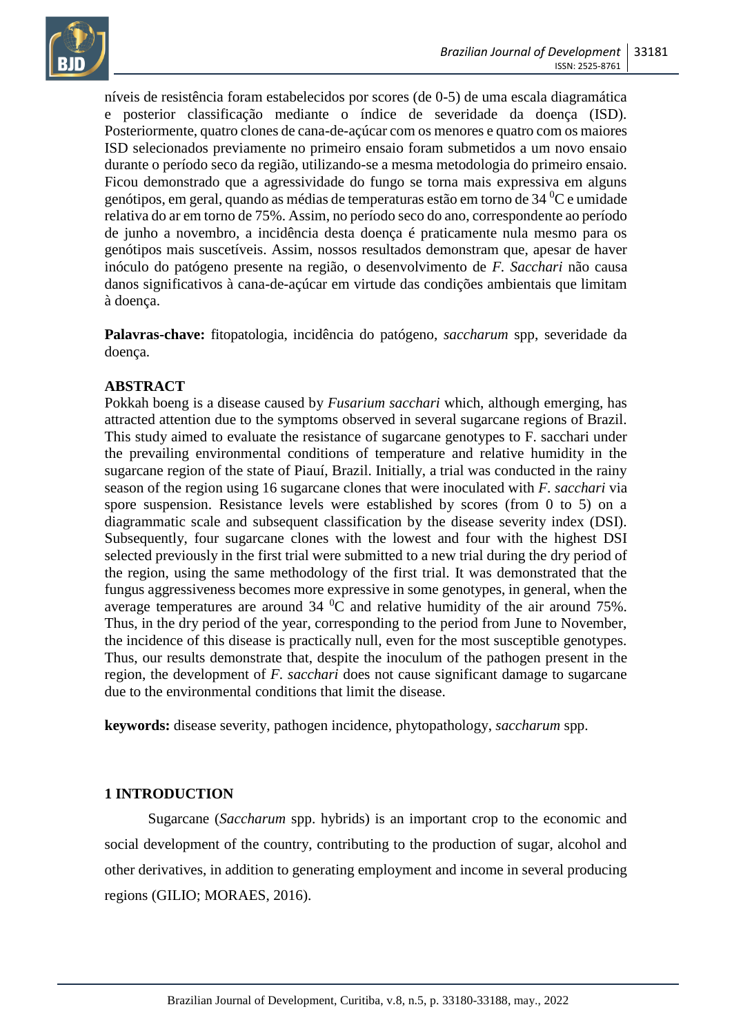níveis de resistência foram estabelecidos por scores (de 0-5) de uma escala diagramática e posterior classificação mediante o índice de severidade da doença (ISD). Posteriormente, quatro clones de cana-de-açúcar com os menores e quatro com os maiores ISD selecionados previamente no primeiro ensaio foram submetidos a um novo ensaio durante o período seco da região, utilizando-se a mesma metodologia do primeiro ensaio. Ficou demonstrado que a agressividade do fungo se torna mais expressiva em alguns genótipos, em geral, quando as médias de temperaturas estão em torno de 34 $^{0}$C e umidade relativa do ar em torno de 75%. Assim, no período seco do ano, correspondente ao período de junho a novembro, a incidência desta doença é praticamente nula mesmo para os genótipos mais suscetíveis. Assim, nossos resultados demonstram que, apesar de haver inóculo do patógeno presente na região, o desenvolvimento de *F. Sacchari* não causa danos significativos à cana-de-açúcar em virtude das condições ambientais que limitam à doença.

**Palavras-chave:** fitopatologia, incidência do patógeno, *saccharum* spp, severidade da doença.

## ABSTRACT

Pokkah boeng is a disease caused by *Fusarium sacchari* which, although emerging, has attracted attention due to the symptoms observed in several sugarcane regions of Brazil. This study aimed to evaluate the resistance of sugarcane genotypes to F. sacchari under the prevailing environmental conditions of temperature and relative humidity in the sugarcane region of the state of Piauí, Brazil. Initially, a trial was conducted in the rainy season of the region using 16 sugarcane clones that were inoculated with *F. sacchari* via spore suspension. Resistance levels were established by scores (from 0 to 5) on a diagrammatic scale and subsequent classification by the disease severity index (DSI). Subsequently, four sugarcane clones with the lowest and four with the highest DSI selected previously in the first trial were submitted to a new trial during the dry period of the region, using the same methodology of the first trial. It was demonstrated that the fungus aggressiveness becomes more expressive in some genotypes, in general, when the average temperatures are around 34 $^{0}$C and relative humidity of the air around 75%. Thus, in the dry period of the year, corresponding to the period from June to November, the incidence of this disease is practically null, even for the most susceptible genotypes. Thus, our results demonstrate that, despite the inoculum of the pathogen present in the region, the development of *F. sacchari* does not cause significant damage to sugarcane due to the environmental conditions that limit the disease.

**keywords:** disease severity, pathogen incidence, phytopathology, *saccharum* spp.

## 1 INTRODUCTION

Sugarcane (*Saccharum* spp. hybrids) is an important crop to the economic and social development of the country, contributing to the production of sugar, alcohol and other derivatives, in addition to generating employment and income in several producing regions (GILIO; MORAES, 2016).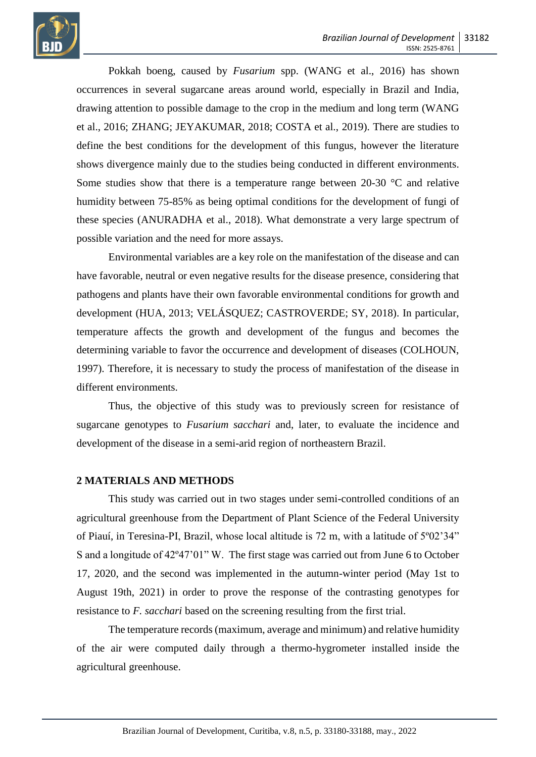Pokkah boeng, caused by *Fusarium* spp. (WANG et al., 2016) has shown occurrences in several sugarcane areas around world, especially in Brazil and India, drawing attention to possible damage to the crop in the medium and long term (WANG et al., 2016; ZHANG; JEYAKUMAR, 2018; COSTA et al., 2019). There are studies to define the best conditions for the development of this fungus, however the literature shows divergence mainly due to the studies being conducted in different environments. Some studies show that there is a temperature range between 20-30 °C and relative humidity between 75-85% as being optimal conditions for the development of fungi of these species (ANURADHA et al., 2018). What demonstrate a very large spectrum of possible variation and the need for more assays.

Environmental variables are a key role on the manifestation of the disease and can have favorable, neutral or even negative results for the disease presence, considering that pathogens and plants have their own favorable environmental conditions for growth and development (HUA, 2013; VELÁSQUEZ; CASTROVERDE; SY, 2018). In particular, temperature affects the growth and development of the fungus and becomes the determining variable to favor the occurrence and development of diseases (COLHOUN, 1997). Therefore, it is necessary to study the process of manifestation of the disease in different environments.

Thus, the objective of this study was to previously screen for resistance of sugarcane genotypes to *Fusarium sacchari* and, later, to evaluate the incidence and development of the disease in a semi-arid region of northeastern Brazil.

## 2 MATERIALS AND METHODS

This study was carried out in two stages under semi-controlled conditions of an agricultural greenhouse from the Department of Plant Science of the Federal University of Piauí, in Teresina-PI, Brazil, whose local altitude is 72 m, with a latitude of 5º02’34” S and a longitude of 42º47’01” W. The first stage was carried out from June 6 to October 17, 2020, and the second was implemented in the autumn-winter period (May 1st to August 19th, 2021) in order to prove the response of the contrasting genotypes for resistance to *F. sacchari* based on the screening resulting from the first trial.

The temperature records (maximum, average and minimum) and relative humidity of the air were computed daily through a thermo-hygrometer installed inside the agricultural greenhouse.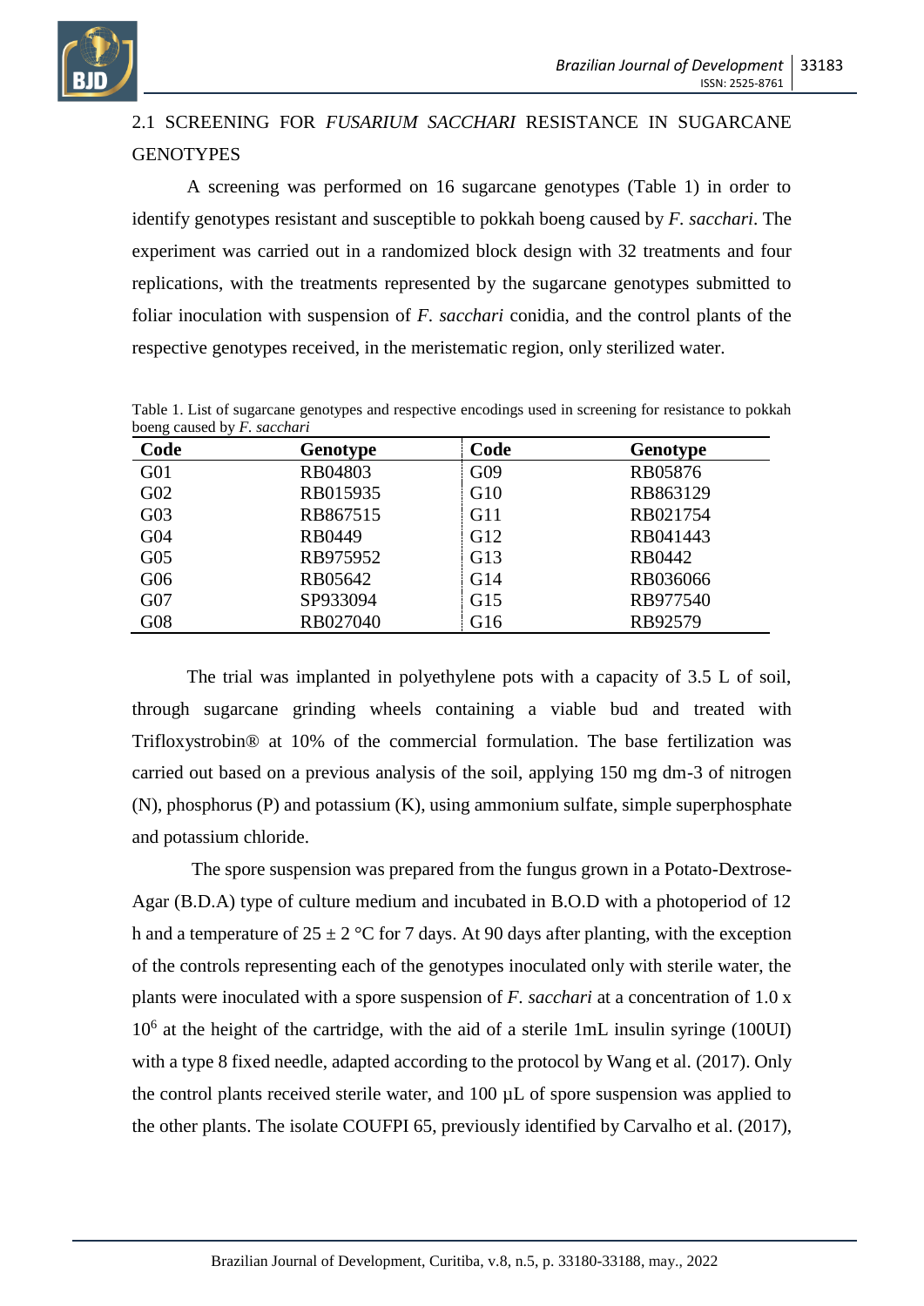### 2.1 SCREENING FOR *FUSARIUM SACCHARI* RESISTANCE IN SUGARCANE GENOTYPES

A screening was performed on 16 sugarcane genotypes (Table 1) in order to identify genotypes resistant and susceptible to pokkah boeng caused by *F. sacchari*. The experiment was carried out in a randomized block design with 32 treatments and four replications, with the treatments represented by the sugarcane genotypes submitted to foliar inoculation with suspension of *F. sacchari* conidia, and the control plants of the respective genotypes received, in the meristematic region, only sterilized water.

Table 1. List of sugarcane genotypes and respective encodings used in screening for resistance to pokkah boeng caused by *F. sacchari*

| Code | Genotype | Code | Genotype |
|---|---|---|---|
| G01 | RB04803 | G09 | RB05876 |
| G02 | RB015935 | G10 | RB863129 |
| G03 | RB867515 | G11 | RB021754 |
| G04 | RB0449 | G12 | RB041443 |
| G05 | RB975952 | G13 | RB0442 |
| G06 | RB05642 | G14 | RB036066 |
| G07 | SP933094 | G15 | RB977540 |
| G08 | RB027040 | G16 | RB92579 |

The trial was implanted in polyethylene pots with a capacity of 3.5 L of soil, through sugarcane grinding wheels containing a viable bud and treated with Trifloxystrobin® at 10% of the commercial formulation. The base fertilization was carried out based on a previous analysis of the soil, applying 150 mg dm-3 of nitrogen (N), phosphorus (P) and potassium (K), using ammonium sulfate, simple superphosphate and potassium chloride.

The spore suspension was prepared from the fungus grown in a Potato-Dextrose-Agar (B.D.A) type of culture medium and incubated in B.O.D with a photoperiod of 12 h and a temperature of 25 ± 2 °C for 7 days. At 90 days after planting, with the exception of the controls representing each of the genotypes inoculated only with sterile water, the plants were inoculated with a spore suspension of *F. sacchari* at a concentration of $1.0 \times 10^6$ at the height of the cartridge, with the aid of a sterile 1mL insulin syringe (100UI) with a type 8 fixed needle, adapted according to the protocol by Wang et al. (2017). Only the control plants received sterile water, and 100 µL of spore suspension was applied to the other plants. The isolate COUFPI 65, previously identified by Carvalho et al. (2017),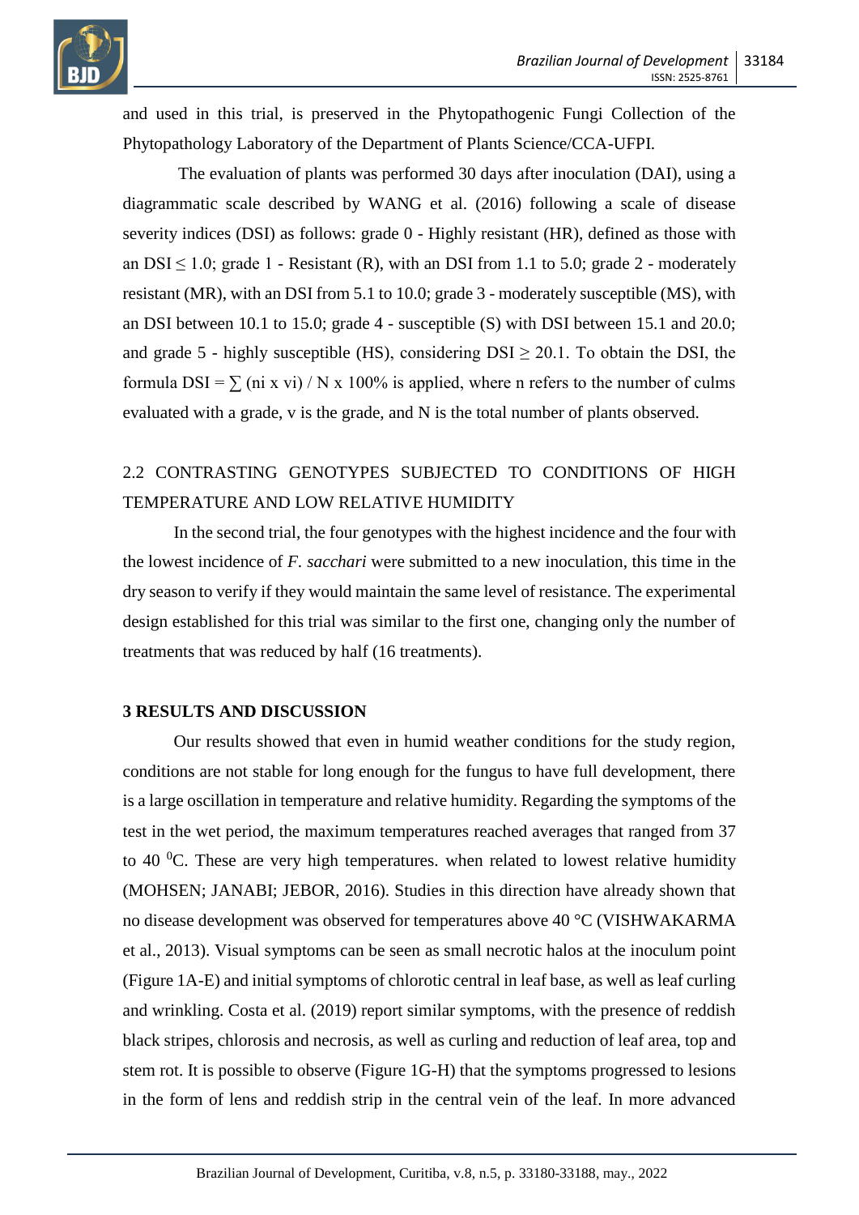and used in this trial, is preserved in the Phytopathogenic Fungi Collection of the Phytopathology Laboratory of the Department of Plants Science/CCA-UFPI.

The evaluation of plants was performed 30 days after inoculation (DAI), using a diagrammatic scale described by WANG et al. (2016) following a scale of disease severity indices (DSI) as follows: grade 0 - Highly resistant (HR), defined as those with an DSI $\leq$ 1.0; grade 1 - Resistant (R), with an DSI from 1.1 to 5.0; grade 2 - moderately resistant (MR), with an DSI from 5.1 to 10.0; grade 3 - moderately susceptible (MS), with an DSI between 10.1 to 15.0; grade 4 - susceptible (S) with DSI between 15.1 and 20.0; and grade 5 - highly susceptible (HS), considering DSI $\geq$ 20.1. To obtain the DSI, the formula DSI = $\sum$ (ni x vi) / N x 100% is applied, where n refers to the number of culms evaluated with a grade, v is the grade, and N is the total number of plants observed.

## 2.2 CONTRASTING GENOTYPES SUBJECTED TO CONDITIONS OF HIGH TEMPERATURE AND LOW RELATIVE HUMIDITY

In the second trial, the four genotypes with the highest incidence and the four with the lowest incidence of *F. sacchari* were submitted to a new inoculation, this time in the dry season to verify if they would maintain the same level of resistance. The experimental design established for this trial was similar to the first one, changing only the number of treatments that was reduced by half (16 treatments).

## 3 RESULTS AND DISCUSSION

Our results showed that even in humid weather conditions for the study region, conditions are not stable for long enough for the fungus to have full development, there is a large oscillation in temperature and relative humidity. Regarding the symptoms of the test in the wet period, the maximum temperatures reached averages that ranged from 37 to 40 $^{0}$C. These are very high temperatures. when related to lowest relative humidity (MOHSEN; JANABI; JEBOR, 2016). Studies in this direction have already shown that no disease development was observed for temperatures above 40 °C (VISHWAKARMA et al., 2013). Visual symptoms can be seen as small necrotic halos at the inoculum point (Figure 1A-E) and initial symptoms of chlorotic central in leaf base, as well as leaf curling and wrinkling. Costa et al. (2019) report similar symptoms, with the presence of reddish black stripes, chlorosis and necrosis, as well as curling and reduction of leaf area, top and stem rot. It is possible to observe (Figure 1G-H) that the symptoms progressed to lesions in the form of lens and reddish strip in the central vein of the leaf. In more advanced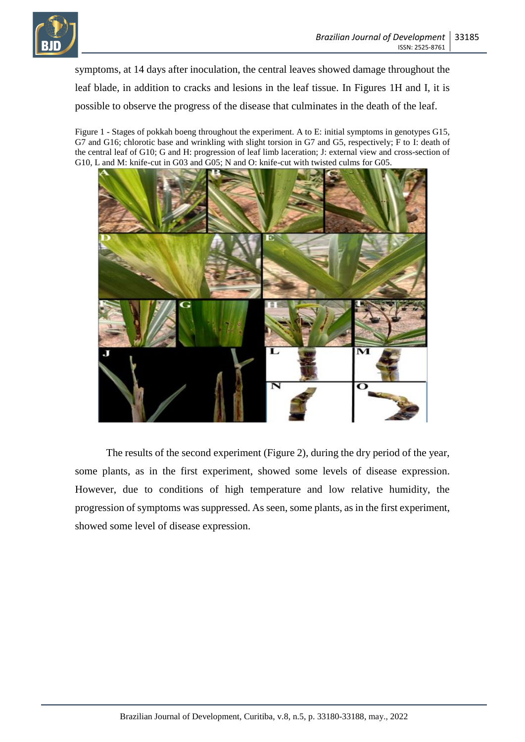symptoms, at 14 days after inoculation, the central leaves showed damage throughout the leaf blade, in addition to cracks and lesions in the leaf tissue. In Figures 1H and I, it is possible to observe the progress of the disease that culminates in the death of the leaf.

Figure 1 - Stages of pokkah boeng throughout the experiment. A to E: initial symptoms in genotypes G15, G7 and G16; chlorotic base and wrinkling with slight torsion in G7 and G5, respectively; F to I: death of the central leaf of G10; G and H: progression of leaf limb laceration; J: external view and cross-section of G10, L and M: knife-cut in G03 and G05; N and O: knife-cut with twisted culms for G05.

The results of the second experiment (Figure 2), during the dry period of the year, some plants, as in the first experiment, showed some levels of disease expression. However, due to conditions of high temperature and low relative humidity, the progression of symptoms was suppressed. As seen, some plants, as in the first experiment, showed some level of disease expression.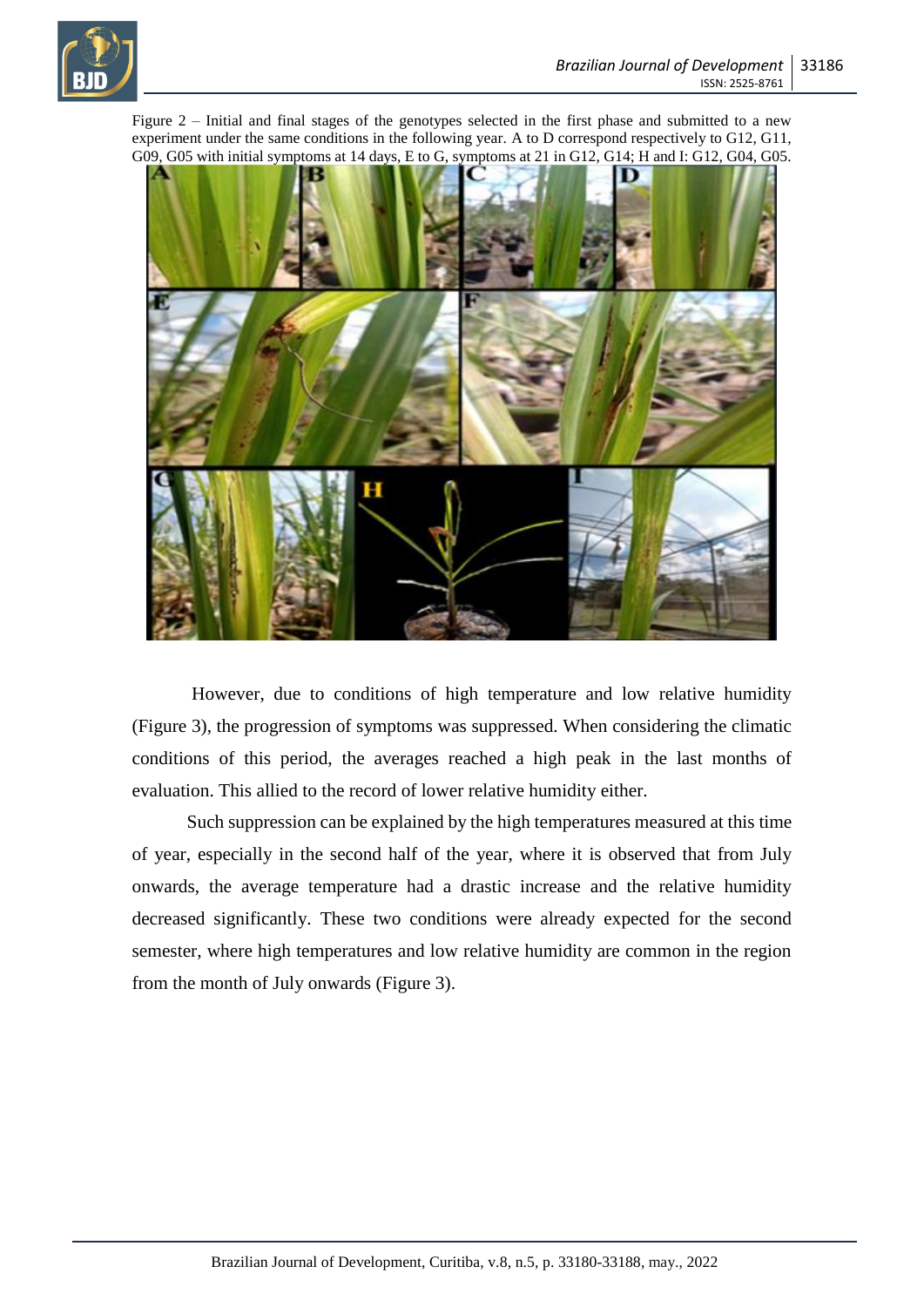Figure 2 – Initial and final stages of the genotypes selected in the first phase and submitted to a new experiment under the same conditions in the following year. A to D correspond respectively to G12, G11, G09, G05 with initial symptoms at 14 days, E to G, symptoms at 21 in G12, G14; H and I: G12, G04, G05.

However, due to conditions of high temperature and low relative humidity (Figure 3), the progression of symptoms was suppressed. When considering the climatic conditions of this period, the averages reached a high peak in the last months of evaluation. This allied to the record of lower relative humidity either.

Such suppression can be explained by the high temperatures measured at this time of year, especially in the second half of the year, where it is observed that from July onwards, the average temperature had a drastic increase and the relative humidity decreased significantly. These two conditions were already expected for the second semester, where high temperatures and low relative humidity are common in the region from the month of July onwards (Figure 3).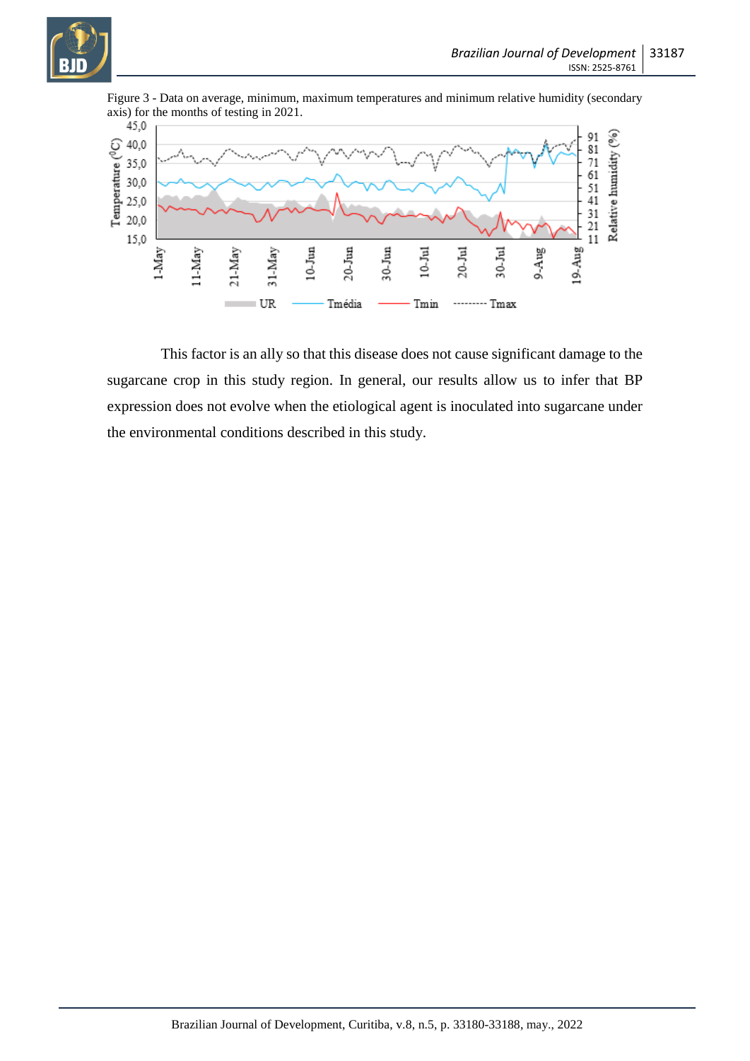Figure 3 - Data on average, minimum, maximum temperatures and minimum relative humidity (secondary axis) for the months of testing in 2021.

This factor is an ally so that this disease does not cause significant damage to the sugarcane crop in this study region. In general, our results allow us to infer that BP expression does not evolve when the etiological agent is inoculated into sugarcane under the environmental conditions described in this study.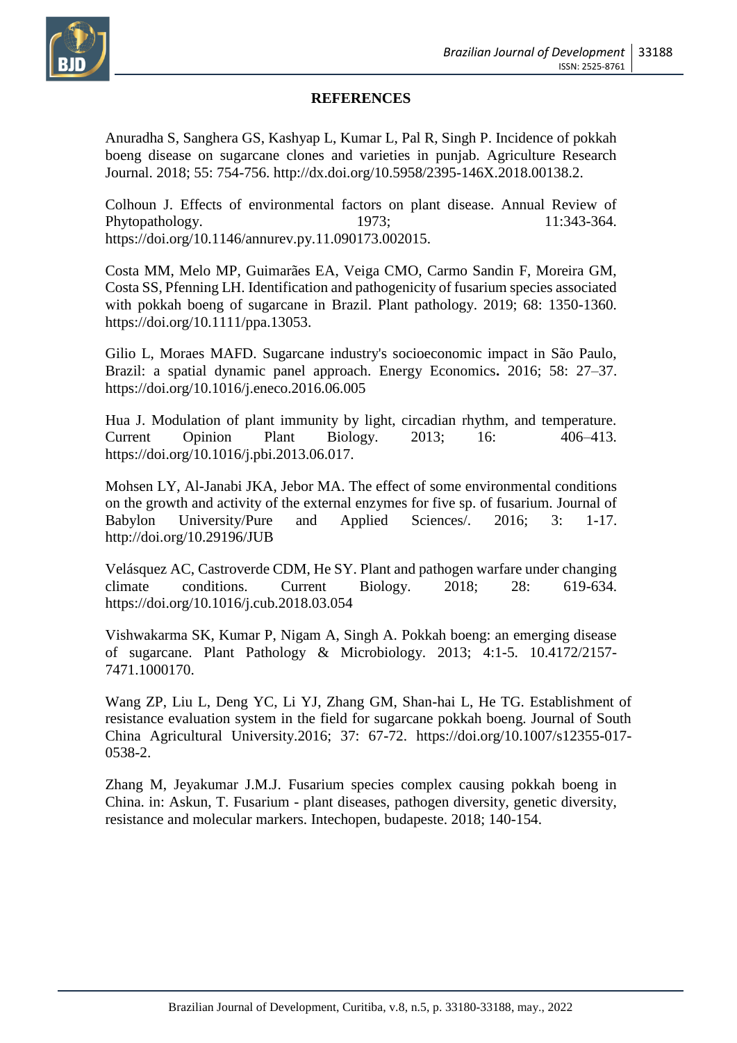## REFERENCES

Anuradha S, Sanghera GS, Kashyap L, Kumar L, Pal R, Singh P. Incidence of pokkah boeng disease on sugarcane clones and varieties in punjab. Agriculture Research Journal. 2018; 55: 754-756. http://dx.doi.org/10.5958/2395-146X.2018.00138.2.

Colhoun J. Effects of environmental factors on plant disease. Annual Review of Phytopathology. 1973; 11:343-364. https://doi.org/10.1146/annurev.py.11.090173.002015.

Costa MM, Melo MP, Guimarães EA, Veiga CMO, Carmo Sandin F, Moreira GM, Costa SS, Pfenning LH. Identification and pathogenicity of fusarium species associated with pokkah boeng of sugarcane in Brazil. Plant pathology. 2019; 68: 1350-1360. https://doi.org/10.1111/ppa.13053.

Gilio L, Moraes MAFD. Sugarcane industry's socioeconomic impact in São Paulo, Brazil: a spatial dynamic panel approach. Energy Economics**.** 2016; 58: 27–37. https://doi.org/10.1016/j.eneco.2016.06.005

Hua J. Modulation of plant immunity by light, circadian rhythm, and temperature. Current Opinion Plant Biology. 2013; 16: 406–413. https://doi.org/10.1016/j.pbi.2013.06.017.

Mohsen LY, Al-Janabi JKA, Jebor MA. The effect of some environmental conditions on the growth and activity of the external enzymes for five sp. of fusarium. Journal of Babylon University/Pure and Applied Sciences/. 2016; 3: 1-17. http://doi.org/10.29196/JUB

Velásquez AC, Castroverde CDM, He SY. Plant and pathogen warfare under changing climate conditions. Current Biology. 2018; 28: 619-634. https://doi.org/10.1016/j.cub.2018.03.054

Vishwakarma SK, Kumar P, Nigam A, Singh A. Pokkah boeng: an emerging disease of sugarcane. Plant Pathology & Microbiology. 2013; 4:1-5. 10.4172/2157-7471.1000170.

Wang ZP, Liu L, Deng YC, Li YJ, Zhang GM, Shan-hai L, He TG. Establishment of resistance evaluation system in the field for sugarcane pokkah boeng. Journal of South China Agricultural University.2016; 37: 67-72. https://doi.org/10.1007/s12355-017-0538-2.

Zhang M, Jeyakumar J.M.J. Fusarium species complex causing pokkah boeng in China. in: Askun, T. Fusarium - plant diseases, pathogen diversity, genetic diversity, resistance and molecular markers. Intechopen, budapeste. 2018; 140-154.